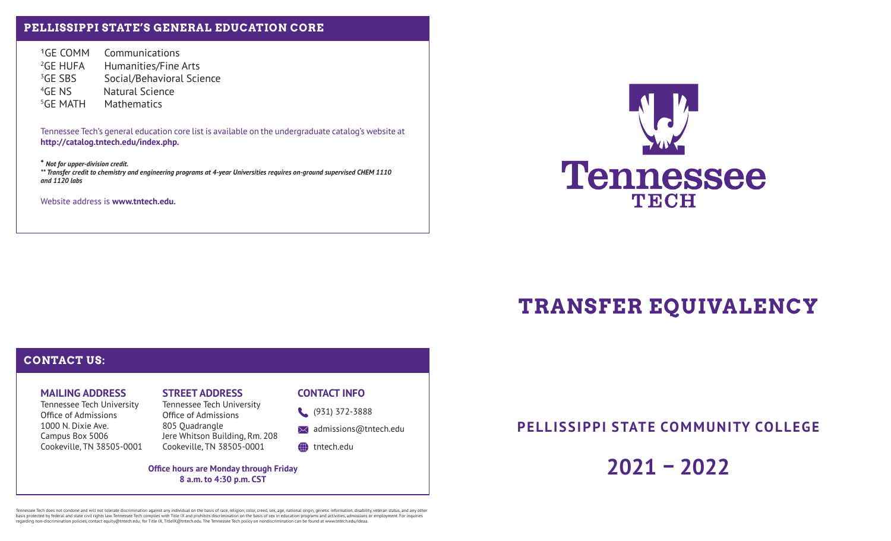## PELLISSIPPI STATE'S GENERAL EDUCATION CORE

[1]GE COMM Communications
[2]GE HUFA Humanities/Fine Arts
[3]GE SBS Social/Behavioral Science
[4]GE NS Natural Science
[5]GE MATH Mathematics

Tennessee Tech's general education core list is available on the undergraduate catalog's website at **http://catalog.tntech.edu/index.php.**

*\* Not for upper-division credit.*
*\*\* Transfer credit to chemistry and engineering programs at 4-year Universities requires on-ground supervised CHEM 1110 and 1120 labs*

Website address is **www.tntech.edu.**

## CONTACT US:

### MAILING ADDRESS

Tennessee Tech University
Office of Admissions
1000 N. Dixie Ave.
Campus Box 5006
Cookeville, TN 38505-0001

### STREET ADDRESS

Tennessee Tech University
Office of Admissions
805 Quadrangle
Jere Whitson Building, Rm. 208
Cookeville, TN 38505-0001

### CONTACT INFO

(931) 372-3888
admissions@tntech.edu
tntech.edu

**Office hours are Monday through Friday**
**8 a.m. to 4:30 p.m. CST**

Tennessee Tech does not condone and will not tolerate discrimination against any individual on the basis of race, religion, color, creed, sex, age, national origin, genetic information, disability, veteran status, and any other basis protected by federal and state civil rights law. Tennessee Tech complies with Title IX and prohibits discrimination on the basis of sex in education programs and activities, admissions or employment. For inquiries regarding non-discrimination policies, contact equity@tntech.edu; for Title IX, TitleIX@tntech.edu. The Tennessee Tech policy on nondiscrimination can be found at www.tntech.edu/ideaa.

Tennessee TECH

# TRANSFER EQUIVALENCY

## PELLISSIPPI STATE COMMUNITY COLLEGE

## 2021 – 2022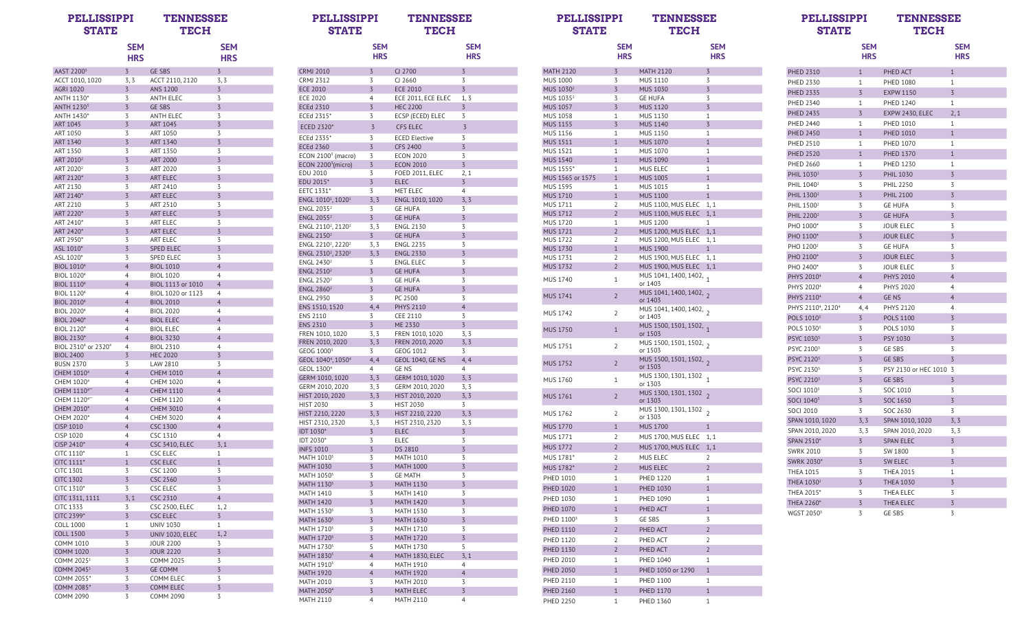| PELLISSIPPI STATE | SEM HRS | TENNESSEE TECH | SEM HRS |
|---|---|---|---|
| AAST 2200[5] | 3 | GE SBS | 3 |
| ACCT 1010, 1020 | 3, 3 | ACCT 2110, 2120 | 3, 3 |
| AGRI 1020 | 3 | ANS 1200 | 3 |
| ANTH 1130* | 3 | ANTH ELEC | 3 |
| ANTH 1230[5] | 3 | GE SBS | 3 |
| ANTH 1430* | 3 | ANTH ELEC | 3 |
| ART 1045 | 3 | ART 1045 | 3 |
| ART 1050 | 3 | ART 1050 | 3 |
| ART 1340 | 3 | ART 1340 | 3 |
| ART 1350 | 3 | ART 1350 | 3 |
| ART 2010[2] | 3 | ART 2000 | 3 |
| ART 2020[2] | 3 | ART 2020 | 3 |
| ART 2120* | 3 | ART ELEC | 3 |
| ART 2130 | 3 | ART 2410 | 3 |
| ART 2140* | 3 | ART ELEC | 3 |
| ART 2210 | 3 | ART 2510 | 3 |
| ART 2220* | 3 | ART ELEC | 3 |
| ART 2410* | 3 | ART ELEC | 3 |
| ART 2420* | 3 | ART ELEC | 3 |
| ART 2950* | 3 | ART ELEC | 3 |
| ASL 1010* | 3 | SPED ELEC | 3 |
| ASL 1020* | 3 | SPED ELEC | 3 |
| BIOL 1010[4] | 4 | BIOL 1010 | 4 |
| BIOL 1020[4] | 4 | BIOL 1020 | 4 |
| BIOL 1110[4] | 4 | BIOL 1113 or 1010 | 4 |
| BIOL 1120[4] | 4 | BIOL 1020 or 1123 | 4 |
| BIOL 2010[4] | 4 | BIOL 2010 | 4 |
| BIOL 2020[4] | 4 | BIOL 2020 | 4 |
| BIOL 2040* | 4 | BIOL ELEC | 4 |
| BIOL 2120* | 4 | BIOL ELEC | 4 |
| BIOL 2130* | 4 | BIOL 3230 | 4 |
| BIOL 2310[4] or 2320[4] | 4 | BIOL 2310 | 4 |
| BIOL 2400 | 3 | HEC 2020 | 3 |
| BUSN 2370 | 3 | LAW 2810 | 3 |
| CHEM 1010[4] | 4 | CHEM 1010 | 4 |
| CHEM 1020[4] | 4 | CHEM 1020 | 4 |
| CHEM 1110[4]** | 4 | CHEM 1110 | 4 |
| CHEM 1120[4]** | 4 | CHEM 1120 | 4 |
| CHEM 2010* | 4 | CHEM 3010 | 4 |
| CHEM 2020* | 4 | CHEM 3020 | 4 |
| CISP 1010 | 4 | CSC 1300 | 4 |
| CISP 1020 | 4 | CSC 1310 | 4 |
| CISP 2410* | 4 | CSC 3410, ELEC | 3, 1 |
| CITC 1110* | 1 | CSC ELEC | 1 |
| CITC 1111* | 1 | CSC ELEC | 1 |
| CITC 1301 | 3 | CSC 1200 | 3 |
| CITC 1302 | 3 | CSC 2560 | 3 |
| CITC 1310* | 3 | CSC ELEC | 3 |
| CITC 1311, 1111 | 3, 1 | CSC 2310 | 4 |
| CITC 1333 | 3 | CSC 2500, ELEC | 1, 2 |
| CITC 2399* | 3 | CSC ELEC | 3 |
| COLL 1000 | 1 | UNIV 1030 | 1 |
| COLL 1500 | 3 | UNIV 1020, ELEC | 1, 2 |
| COMM 1010 | 3 | JOUR 2200 | 3 |
| COMM 1020 | 3 | JOUR 2220 | 3 |
| COMM 2025[1] | 3 | COMM 2025 | 3 |
| COMM 2045[1] | 3 | GE COMM | 3 |
| COMM 2055* | 3 | COMM ELEC | 3 |
| COMM 2085* | 3 | COMM ELEC | 3 |
| COMM 2090 | 3 | COMM 2090 | 3 |
| CRMJ 2010 | 3 | CJ 2700 | 3 |
| CRMJ 2312 | 3 | CJ 2660 | 3 |
| ECE 2010 | 3 | ECE 2010 | 3 |
| ECE 2020 | 4 | ECE 2011, ECE ELEC | 1, 3 |
| ECEd 2310 | 3 | HEC 2200 | 3 |
| ECEd 2315* | 3 | ECSP (ECED) ELEC | 3 |
| ECED 2320* | 3 | CFS ELEC | 3 |
| ECEd 2335* | 3 | ECED Elective | 3 |
| ECEd 2360 | 3 | CFS 2400 | 3 |
| ECON 2100[5] (macro) | 3 | ECON 2020 | 3 |
| ECON 2200[5] (micro) | 3 | ECON 2010 | 3 |
| EDU 2010 | 3 | FOED 2011, ELEC | 2, 1 |
| EDU 2015* | 3 | ELEC | 3 |
| EETC 1331* | 3 | MET ELEC | 4 |
| ENGL 1010[1], 1020[1] | 3, 3 | ENGL 1010, 1020 | 3, 3 |
| ENGL 2035[2] | 3 | GE HUFA | 3 |
| ENGL 2055[2] | 3 | GE HUFA | 3 |
| ENGL 2110[2], 2120[2] | 3, 3 | ENGL 2130 | 3 |
| ENGL 2150[2] | 3 | GE HUFA | 3 |
| ENGL 2210[2], 2220[2] | 3, 3 | ENGL 2235 | 3 |
| ENGL 2310[2], 2320[2] | 3, 3 | ENGL 2330 | 3 |
| ENGL 2430[2] | 3 | ENGL ELEC | 3 |
| ENGL 2510[2] | 3 | GE HUFA | 3 |
| ENGL 2520[2] | 3 | GE HUFA | 3 |
| ENGL 2860[2] | 3 | GE HUFA | 3 |
| ENGL 2950 | 3 | PC 2500 | 3 |
| ENS 1510, 1520 | 4, 4 | PHYS 2110 | 4 |
| ENS 2110 | 3 | CEE 2110 | 3 |
| ENS 2310 | 3 | ME 2330 | 3 |
| FREN 1010, 1020 | 3, 3 | FREN 1010, 1020 | 3, 3 |
| FREN 2010, 2020 | 3, 3 | FREN 2010, 2020 | 3, 3 |
| GEOG 1000[5] | 3 | GEOG 1012 | 3 |
| GEOL 1040[4], 1050[4] | 4, 4 | GEOL 1040, GE NS | 4, 4 |
| GEOL 1300[4] | 4 | GE NS | 4 |
| GERM 1010, 1020 | 3, 3 | GERM 1010, 1020 | 3, 3 |
| GERM 2010, 2020 | 3, 3 | GERM 2010, 2020 | 3, 3 |
| HIST 2010, 2020 | 3, 3 | HIST 2010, 2020 | 3, 3 |
| HIST 2030 | 3 | HIST 2030 | 3 |
| HIST 2210, 2220 | 3, 3 | HIST 2210, 2220 | 3, 3 |
| HIST 2310, 2320 | 3, 3 | HIST 2310, 2320 | 3, 3 |
| IDT 1030* | 3 | ELEC | 3 |
| IDT 2030* | 3 | ELEC | 3 |
| INFS 1010 | 3 | DS 2810 | 3 |
| MATH 1010[3] | 3 | MATH 1010 | 3 |
| MATH 1030 | 3 | MATH 1000 | 3 |
| MATH 1050[3] | 3 | GE MATH | 3 |
| MATH 1130[3] | 3 | MATH 1130 | 3 |
| MATH 1410 | 3 | MATH 1410 | 3 |
| MATH 1420 | 3 | MATH 1420 | 3 |
| MATH 1530[3] | 3 | MATH 1530 | 3 |
| MATH 1630[3] | 3 | MATH 1630 | 3 |
| MATH 1710[3] | 3 | MATH 1710 | 3 |
| MATH 1720[3] | 3 | MATH 1720 | 3 |
| MATH 1730[3] | 5 | MATH 1730 | 5 |
| MATH 1830[3] | 4 | MATH 1830, ELEC | 3, 1 |
| MATH 1910[3] | 4 | MATH 1910 | 4 |
| MATH 1920 | 4 | MATH 1920 | 4 |
| MATH 2010 | 3 | MATH 2010 | 3 |
| MATH 2050* | 3 | MATH ELEC | 3 |
| MATH 2110 | 4 | MATH 2110 | 4 |
| MATH 2120 | 3 | MATH 2120 | 3 |
| MUS 1000 | 3 | MUS 1110 | 3 |
| MUS 1030[2] | 3 | MUS 1030 | 3 |
| MUS 1035[2] | 3 | GE HUFA | 3 |
| MUS 1057 | 3 | MUS 1120 | 3 |
| MUS 1058 | 1 | MUS 1130 | 1 |
| MUS 1155 | 3 | MUS 1140 | 3 |
| MUS 1156 | 1 | MUS 1150 | 1 |
| MUS 1511 | 1 | MUS 1070 | 1 |
| MUS 1521 | 1 | MUS 1070 | 1 |
| MUS 1540 | 1 | MUS 1090 | 1 |
| MUS 1555* | 1 | MUS ELEC | 1 |
| MUS 1565 or 1575 | 1 | MUS 1005 | 1 |
| MUS 1595 | 1 | MUS 1015 | 1 |
| MUS 1710 | 1 | MUS 1100 | 1 |
| MUS 1711 | 2 | MUS 1100, MUS ELEC | 1, 1 |
| MUS 1712 | 2 | MUS 1100, MUS ELEC | 1, 1 |
| MUS 1720 | 1 | MUS 1200 | 1 |
| MUS 1721 | 2 | MUS 1200, MUS ELEC | 1, 1 |
| MUS 1722 | 2 | MUS 1200, MUS ELEC | 1, 1 |
| MUS 1730 | 1 | MUS 1900 | 1 |
| MUS 1731 | 2 | MUS 1900, MUS ELEC | 1, 1 |
| MUS 1732 | 2 | MUS 1900, MUS ELEC | 1, 1 |
| MUS 1740 | 1 | MUS 1041, 1400, 1402, or 1403 | 1 |
| MUS 1741 | 2 | MUS 1041, 1400, 1402, or 1403 | 2 |
| MUS 1742 | 2 | MUS 1041, 1400, 1402, or 1403 | 2 |
| MUS 1750 | 1 | MUS 1500, 1501, 1502, or 1503 | 1 |
| MUS 1751 | 2 | MUS 1500, 1501, 1502, or 1503 | 2 |
| MUS 1752 | 2 | MUS 1500, 1501, 1502, or 1503 | 2 |
| MUS 1760 | 1 | MUS 1300, 1301, 1302 or 1303 | 1 |
| MUS 1761 | 2 | MUS 1300, 1301, 1302 or 1303 | 2 |
| MUS 1762 | 2 | MUS 1300, 1301, 1302 or 1303 | 2 |
| MUS 1770 | 1 | MUS 1700 | 1 |
| MUS 1771 | 2 | MUS 1700, MUS ELEC | 1, 1 |
| MUS 1772 | 2 | MUS 1700, MUS ELEC | 1, 1 |
| MUS 1781* | 2 | MUS ELEC | 2 |
| MUS 1782* | 2 | MUS ELEC | 2 |
| PHED 1010 | 1 | PHED 1220 | 1 |
| PHED 1020 | 1 | PHED 1030 | 1 |
| PHED 1030 | 1 | PHED 1090 | 1 |
| PHED 1070 | 1 | PHED ACT | 1 |
| PHED 1100[5] | 3 | GE SBS | 3 |
| PHED 1110 | 2 | PHED ACT | 2 |
| PHED 1120 | 2 | PHED ACT | 2 |
| PHED 1130 | 2 | PHED ACT | 2 |
| PHED 2010 | 1 | PHED 1040 | 1 |
| PHED 2050 | 1 | PHED 1050 or 1290 | 1 |
| PHED 2110 | 1 | PHED 1100 | 1 |
| PHED 2160 | 1 | PHED 1170 | 1 |
| PHED 2250 | 1 | PHED 1360 | 1 |
| PHED 2310 | 1 | PHED ACT | 1 |
| PHED 2330 | 1 | PHED 1080 | 1 |
| PHED 2335 | 3 | EXPW 1150 | 3 |
| PHED 2340 | 1 | PHED 1240 | 1 |
| PHED 2435 | 3 | EXPW 2430, ELEC | 2, 1 |
| PHED 2440 | 1 | PHED 1010 | 1 |
| PHED 2450 | 1 | PHED 1010 | 1 |
| PHED 2510 | 1 | PHED 1070 | 1 |
| PHED 2520 | 1 | PHED 1370 | 1 |
| PHED 2660 | 1 | PHED 1230 | 1 |
| PHIL 1030[2] | 3 | PHIL 1030 | 3 |
| PHIL 1040[2] | 3 | PHIL 2250 | 3 |
| PHIL 1300[2] | 3 | PHIL 2100 | 3 |
| PHIL 1500[2] | 3 | GE HUFA | 3 |
| PHIL 2200[2] | 3 | GE HUFA | 3 |
| PHO 1000* | 3 | JOUR ELEC | 3 |
| PHO 1100* | 3 | JOUR ELEC | 3 |
| PHO 1200[2] | 3 | GE HUFA | 3 |
| PHO 2100* | 3 | JOUR ELEC | 3 |
| PHO 2400* | 3 | JOUR ELEC | 3 |
| PHYS 2010[4] | 4 | PHYS 2010 | 4 |
| PHYS 2020[4] | 4 | PHYS 2020 | 4 |
| PHYS 2110[4] | 4 | GE NS | 4 |
| PHYS 2110[4], 2120[4] | 4, 4 | PHYS 2120 | 4 |
| POLS 1010[5] | 3 | POLS 1100 | 3 |
| POLS 1030[5] | 3 | POLS 1030 | 3 |
| PSYC 1030[5] | 3 | PSY 1030 | 3 |
| PSYC 2100[5] | 3 | GE SBS | 3 |
| PSYC 2120[5] | 3 | GE SBS | 3 |
| PSYC 2130[5] | 3 | PSY 2130 or HEC 1010 | 3 |
| PSYC 2210[5] | 3 | GE SBS | 3 |
| SOCI 1010[5] | 3 | SOC 1010 | 3 |
| SOCI 1040[5] | 3 | SOC 1650 | 3 |
| SOCI 2010 | 3 | SOC 2630 | 3 |
| SPAN 1010, 1020 | 3, 3 | SPAN 1010, 1020 | 3, 3 |
| SPAN 2010, 2020 | 3, 3 | SPAN 2010, 2020 | 3, 3 |
| SPAN 2510* | 3 | SPAN ELEC | 3 |
| SWRK 2010 | 3 | SW 1800 | 3 |
| SWRK 2030* | 3 | SW ELEC | 3 |
| THEA 1015 | 3 | THEA 2015 | 1 |
| THEA 1030[2] | 3 | THEA 1030 | 3 |
| THEA 2015* | 3 | THEA ELEC | 3 |
| THEA 2260* | 3 | THEA ELEC | 3 |
| WGST 2050[5] | 3 | GE SBS | 3 |